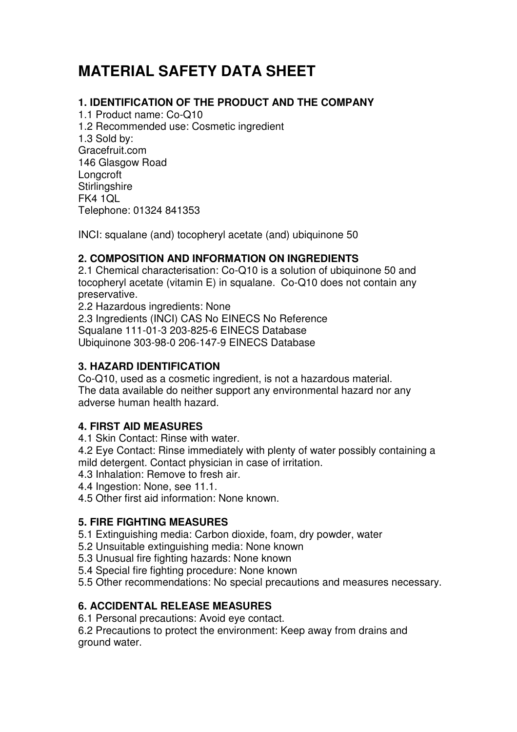# MATERIAL SAFETY DATA SHEET

## 1. IDENTIFICATION OF THE PRODUCT AND THE COMPANY

1.1 Product name: Co-Q10
1.2 Recommended use: Cosmetic ingredient
1.3 Sold by:
Gracefruit.com
146 Glasgow Road
Longcroft
Stirlingshire
FK4 1QL
Telephone: 01324 841353

INCI: squalane (and) tocopheryl acetate (and) ubiquinone 50

## 2. COMPOSITION AND INFORMATION ON INGREDIENTS

2.1 Chemical characterisation: Co-Q10 is a solution of ubiquinone 50 and tocopheryl acetate (vitamin E) in squalane. Co-Q10 does not contain any preservative.
2.2 Hazardous ingredients: None
2.3 Ingredients (INCI) CAS No EINECS No Reference
Squalane 111-01-3 203-825-6 EINECS Database
Ubiquinone 303-98-0 206-147-9 EINECS Database

## 3. HAZARD IDENTIFICATION

Co-Q10, used as a cosmetic ingredient, is not a hazardous material.
The data available do neither support any environmental hazard nor any adverse human health hazard.

## 4. FIRST AID MEASURES

4.1 Skin Contact: Rinse with water.
4.2 Eye Contact: Rinse immediately with plenty of water possibly containing a mild detergent. Contact physician in case of irritation.
4.3 Inhalation: Remove to fresh air.
4.4 Ingestion: None, see 11.1.
4.5 Other first aid information: None known.

## 5. FIRE FIGHTING MEASURES

5.1 Extinguishing media: Carbon dioxide, foam, dry powder, water
5.2 Unsuitable extinguishing media: None known
5.3 Unusual fire fighting hazards: None known
5.4 Special fire fighting procedure: None known
5.5 Other recommendations: No special precautions and measures necessary.

## 6. ACCIDENTAL RELEASE MEASURES

6.1 Personal precautions: Avoid eye contact.
6.2 Precautions to protect the environment: Keep away from drains and ground water.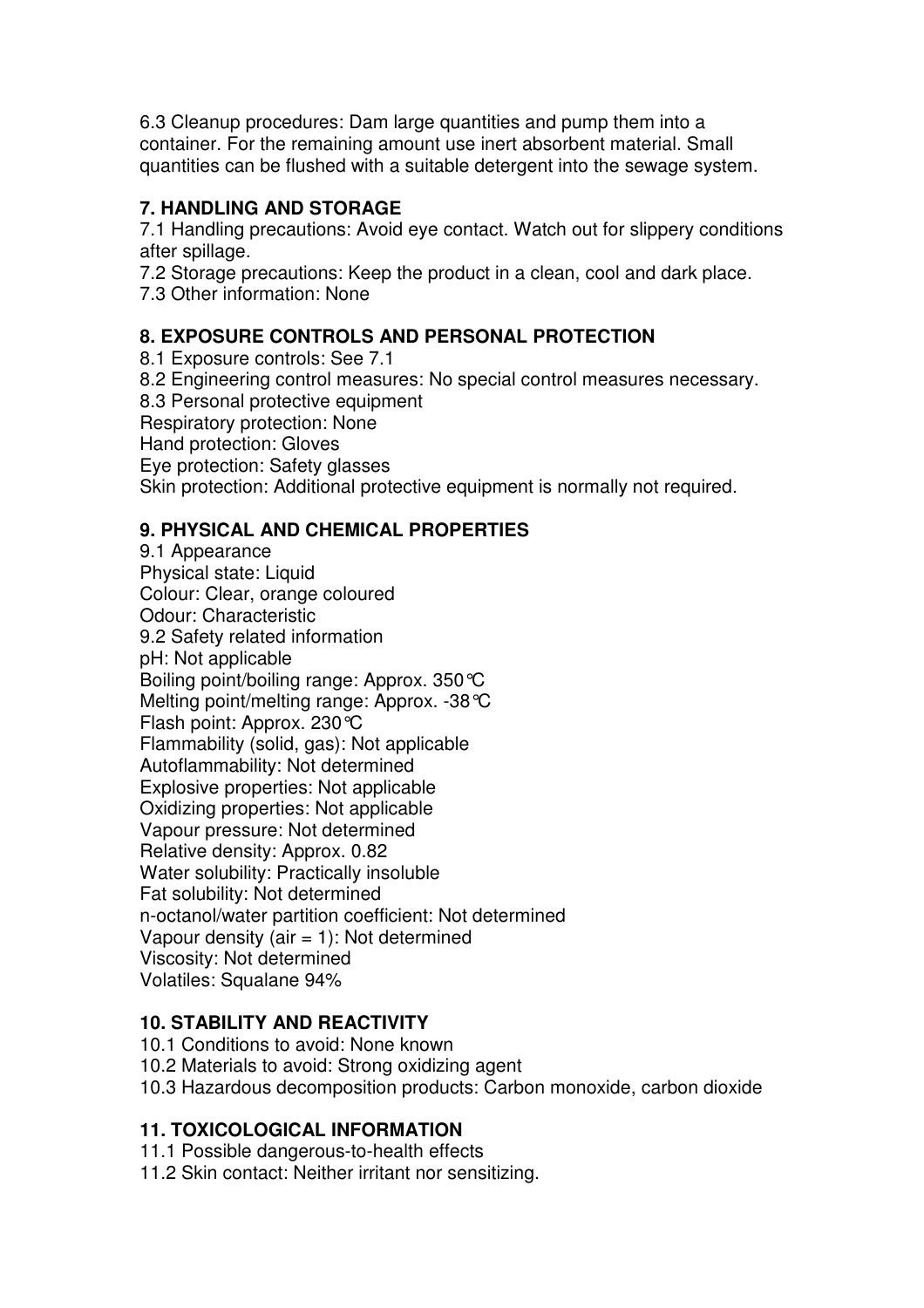6.3 Cleanup procedures: Dam large quantities and pump them into a container. For the remaining amount use inert absorbent material. Small quantities can be flushed with a suitable detergent into the sewage system.

## 7. HANDLING AND STORAGE

7.1 Handling precautions: Avoid eye contact. Watch out for slippery conditions after spillage.
7.2 Storage precautions: Keep the product in a clean, cool and dark place.
7.3 Other information: None

## 8. EXPOSURE CONTROLS AND PERSONAL PROTECTION

8.1 Exposure controls: See 7.1
8.2 Engineering control measures: No special control measures necessary.
8.3 Personal protective equipment
Respiratory protection: None
Hand protection: Gloves
Eye protection: Safety glasses
Skin protection: Additional protective equipment is normally not required.

## 9. PHYSICAL AND CHEMICAL PROPERTIES

9.1 Appearance
Physical state: Liquid
Colour: Clear, orange coloured
Odour: Characteristic
9.2 Safety related information
pH: Not applicable
Boiling point/boiling range: Approx. 350℃
Melting point/melting range: Approx. -38℃
Flash point: Approx. 230℃
Flammability (solid, gas): Not applicable
Autoflammability: Not determined
Explosive properties: Not applicable
Oxidizing properties: Not applicable
Vapour pressure: Not determined
Relative density: Approx. 0.82
Water solubility: Practically insoluble
Fat solubility: Not determined
n-octanol/water partition coefficient: Not determined
Vapour density (air = 1): Not determined
Viscosity: Not determined
Volatiles: Squalane 94%

## 10. STABILITY AND REACTIVITY

10.1 Conditions to avoid: None known
10.2 Materials to avoid: Strong oxidizing agent
10.3 Hazardous decomposition products: Carbon monoxide, carbon dioxide

## 11. TOXICOLOGICAL INFORMATION

11.1 Possible dangerous-to-health effects
11.2 Skin contact: Neither irritant nor sensitizing.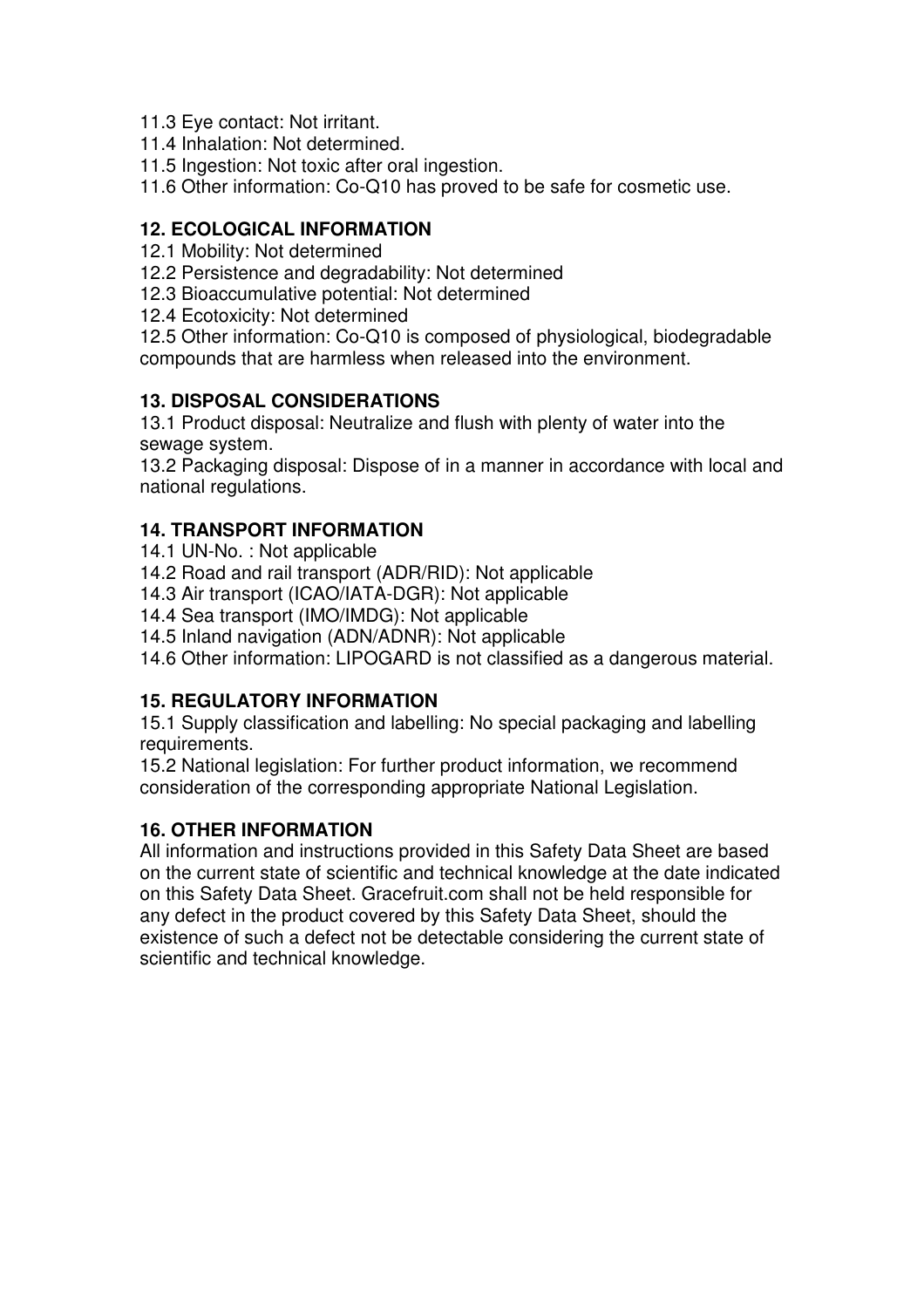11.3 Eye contact: Not irritant.
11.4 Inhalation: Not determined.
11.5 Ingestion: Not toxic after oral ingestion.
11.6 Other information: Co-Q10 has proved to be safe for cosmetic use.

## 12. ECOLOGICAL INFORMATION

12.1 Mobility: Not determined
12.2 Persistence and degradability: Not determined
12.3 Bioaccumulative potential: Not determined
12.4 Ecotoxicity: Not determined
12.5 Other information: Co-Q10 is composed of physiological, biodegradable compounds that are harmless when released into the environment.

## 13. DISPOSAL CONSIDERATIONS

13.1 Product disposal: Neutralize and flush with plenty of water into the sewage system.
13.2 Packaging disposal: Dispose of in a manner in accordance with local and national regulations.

## 14. TRANSPORT INFORMATION

14.1 UN-No. : Not applicable
14.2 Road and rail transport (ADR/RID): Not applicable
14.3 Air transport (ICAO/IATA-DGR): Not applicable
14.4 Sea transport (IMO/IMDG): Not applicable
14.5 Inland navigation (ADN/ADNR): Not applicable
14.6 Other information: LIPOGARD is not classified as a dangerous material.

## 15. REGULATORY INFORMATION

15.1 Supply classification and labelling: No special packaging and labelling requirements.
15.2 National legislation: For further product information, we recommend consideration of the corresponding appropriate National Legislation.

## 16. OTHER INFORMATION

All information and instructions provided in this Safety Data Sheet are based on the current state of scientific and technical knowledge at the date indicated on this Safety Data Sheet. Gracefruit.com shall not be held responsible for any defect in the product covered by this Safety Data Sheet, should the existence of such a defect not be detectable considering the current state of scientific and technical knowledge.